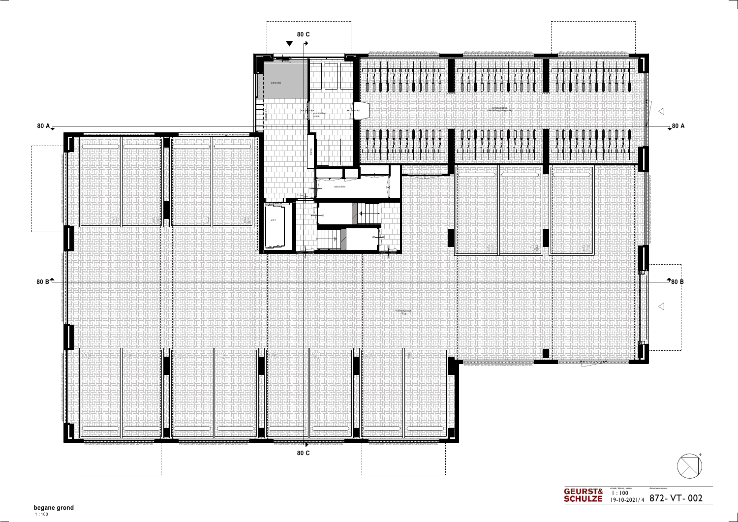80 C

80 A

80 B

entreehal

postkasten

collectieve ruimte

trafo

nutsruimte

LIFT

fietsenstalling: dubbellaags etagerek

stallingsplaats 19 pp

80 A

80 B

80 C

**begane grond**
1 : 100

GEURST& SCHULZE

schaal / datum / versie
1 : 100
19-10-2021/ 4

documentnummer
872- VT- 002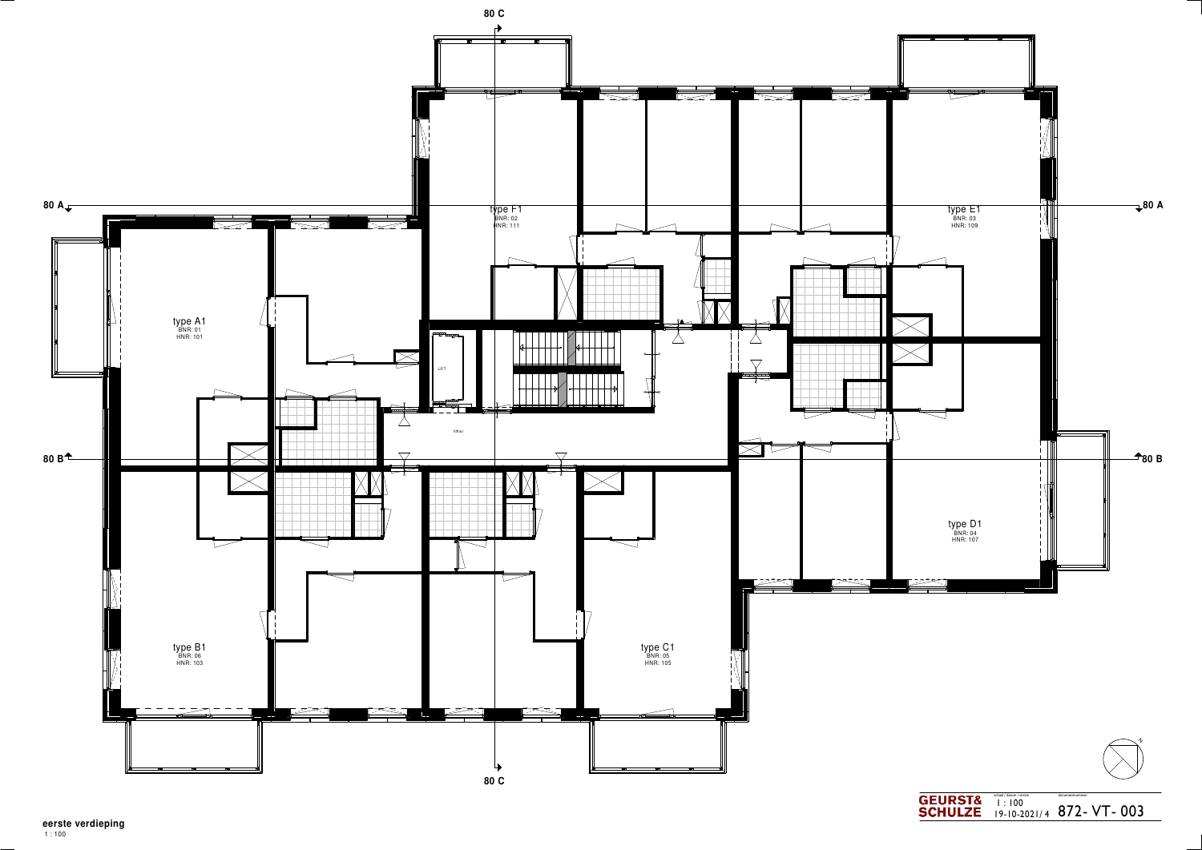80 C

80 A

80 A

type F1
BNR: 02
HNR: 111

type E1
BNR: 03
HNR: 109

type A1
BNR: 01
HNR: 101

LIFT

lifthal

80 B

80 B

type D1
BNR: 04
HNR: 107

type B1
BNR: 06
HNR: 103

type C1
BNR: 05
HNR: 105

80 C

N

**GEURST& SCHULZE**

schaal / datum / versie: 1 : 100 — 19-10-2021/ 4

documentnummer: 872- VT- 003

**eerste verdieping**

1 : 100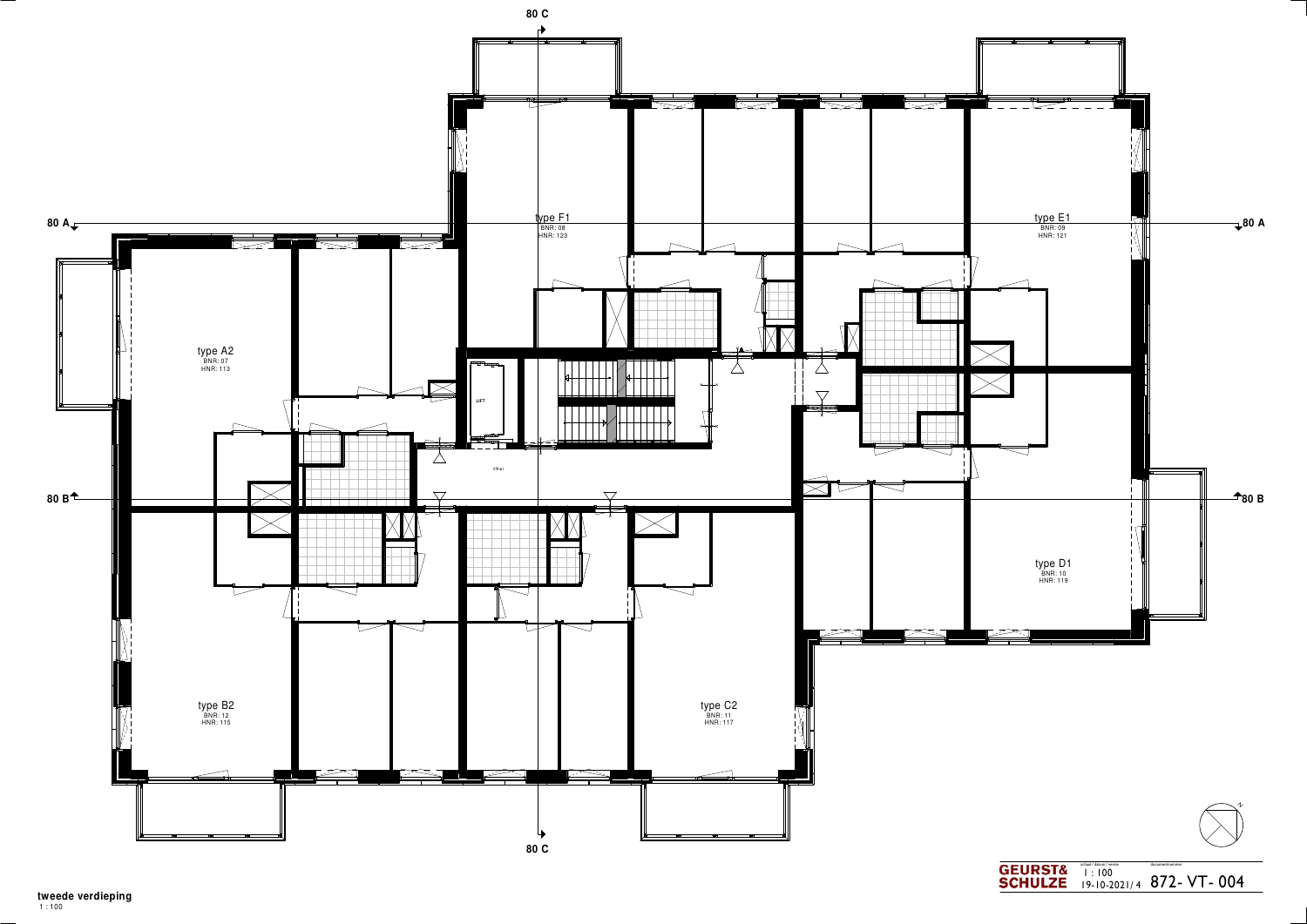80 C

80 A

80 B

type F1
BNR: 08
HNR: 123

type E1
BNR: 09
HNR: 121

type A2
BNR: 07
HNR: 113

LIFT

lifthal

type D1
BNR: 10
HNR: 119

type B2
BNR: 12
HNR: 115

type C2
BNR: 11
HNR: 117

**tweede verdieping**
1 : 100

GEURST& SCHULZE

schaal / datum / versie: 1 : 100 — 19-10-2021/ 4

documentnummer: 872- VT- 004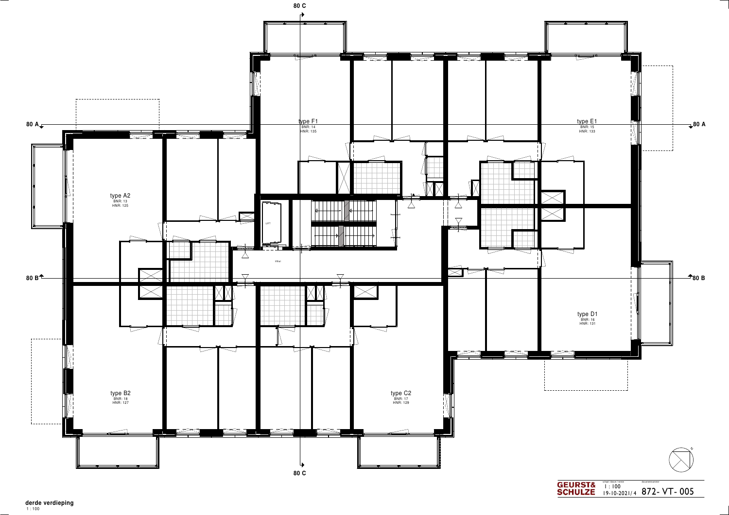80 C

80 A

80 B

type F1
BNR: 14
HNR: 135

type E1
BNR: 15
HNR: 133

type A2
BNR: 13
HNR: 125

LIFT

lifthal

type D1
BNR: 16
HNR: 131

type B2
BNR: 18
HNR: 127

type C2
BNR: 17
HNR: 129

80 C

**GEURST& SCHULZE**

schaal / datum / versie: 1 : 100 — 19-10-2021/ 4

documentnummer: 872- VT- 005

**derde verdieping**
1 : 100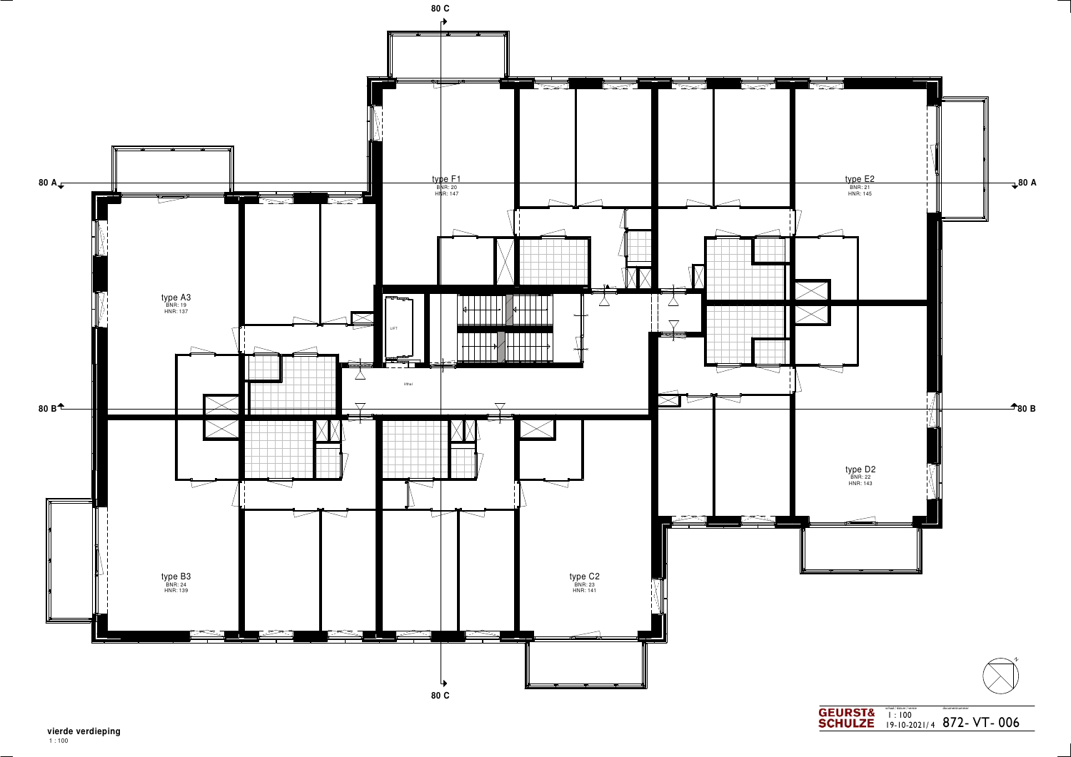80 C

80 A

80 B

type F1
BNR: 20
HNR: 147

type E2
BNR: 21
HNR: 145

type A3
BNR: 19
HNR: 137

LIFT

lifthal

type D2
BNR: 22
HNR: 143

type B3
BNR: 24
HNR: 139

type C2
BNR: 23
HNR: 141

**vierde verdieping**
1 : 100

GEURST& SCHULZE

schaal / datum / versie
1 : 100
19-10-2021/ 4

documentnummer
872- VT- 006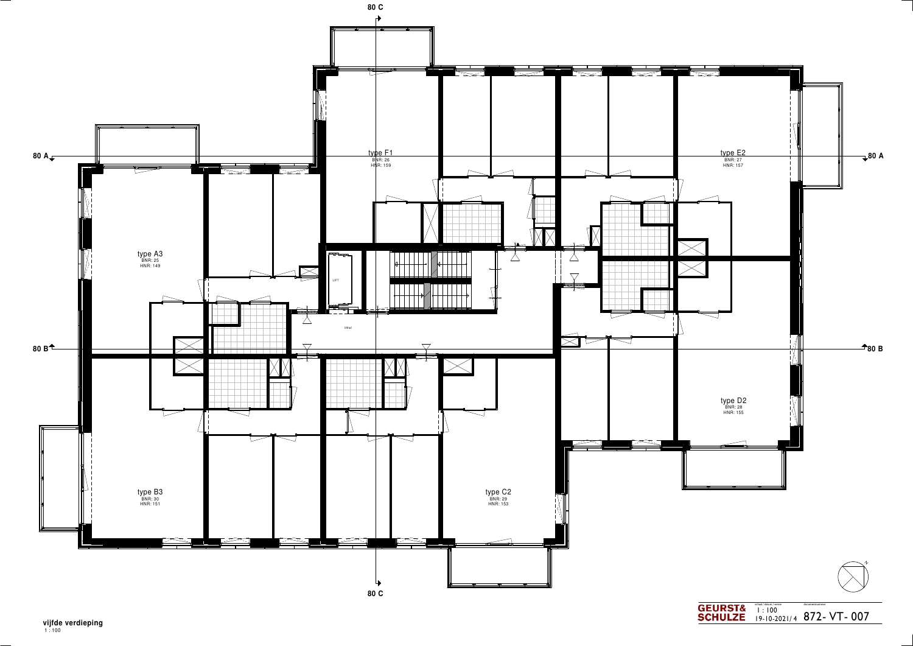80 C

80 A

80 A

80 B

80 B

80 C

type F1
BNR: 26
HNR: 159

type E2
BNR: 27
HNR: 157

type A3
BNR: 25
HNR: 149

type D2
BNR: 28
HNR: 155

type B3
BNR: 30
HNR: 151

type C2
BNR: 29
HNR: 153

LIFT

liftal

GEURST& SCHULZE

schaal / datum / versie: 1 : 100 — 19-10-2021/ 4

documentnummer: 872- VT- 007

**vijfde verdieping**
1 : 100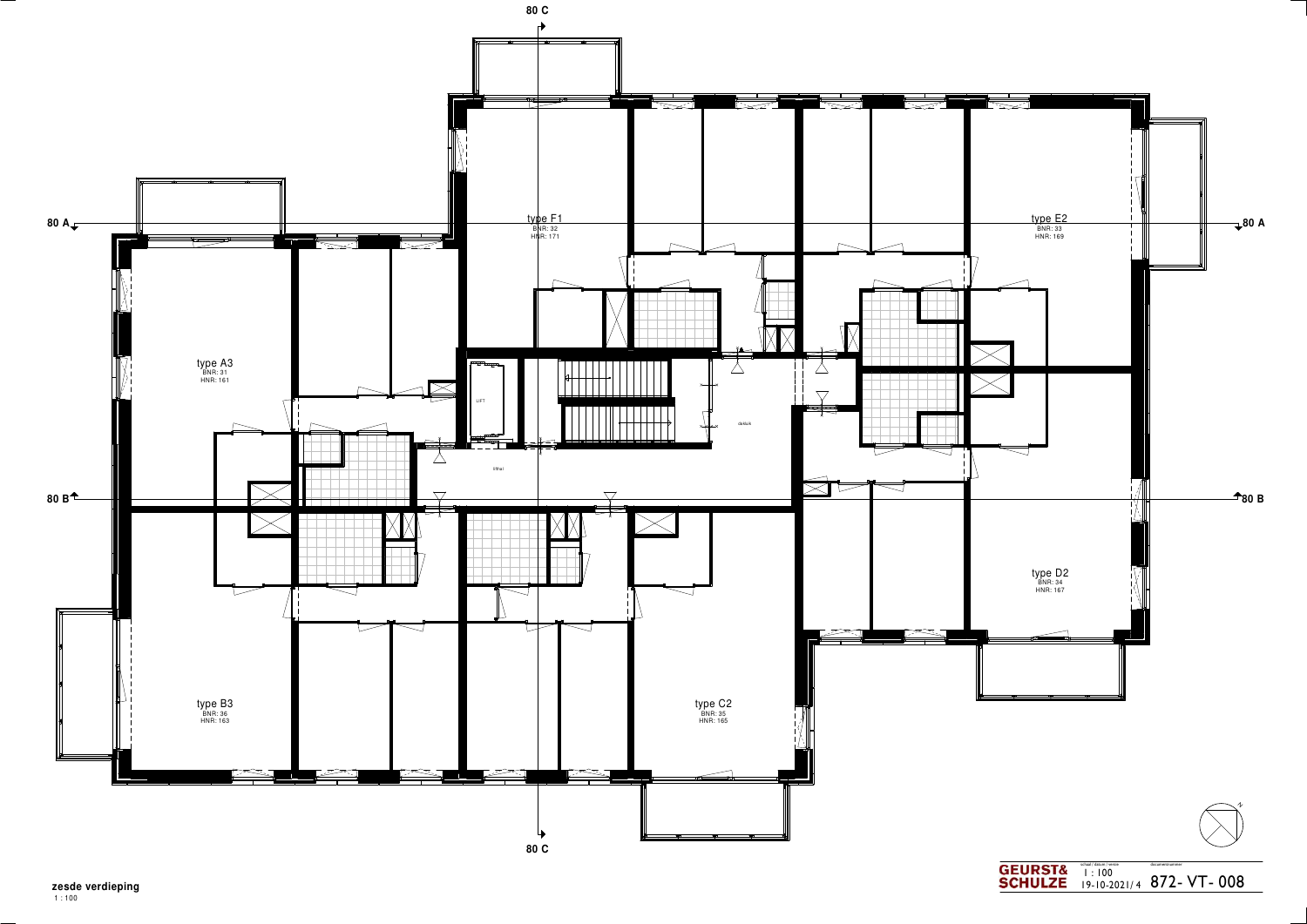80 C

80 A

80 A

type F1
BNR: 32
HNR: 171

type E2
BNR: 33
HNR: 169

type A3
BNR: 31
HNR: 161

LIFT

daktuik

lifthal

80 B

80 B

type D2
BNR: 34
HNR: 167

type B3
BNR: 36
HNR: 163

type C2
BNR: 35
HNR: 165

80 C

**zesde verdieping**
1 : 100

GEURST& SCHULZE

schaal / datum / versie
1 : 100
19-10-2021/ 4

documentnummer
872- VT- 008